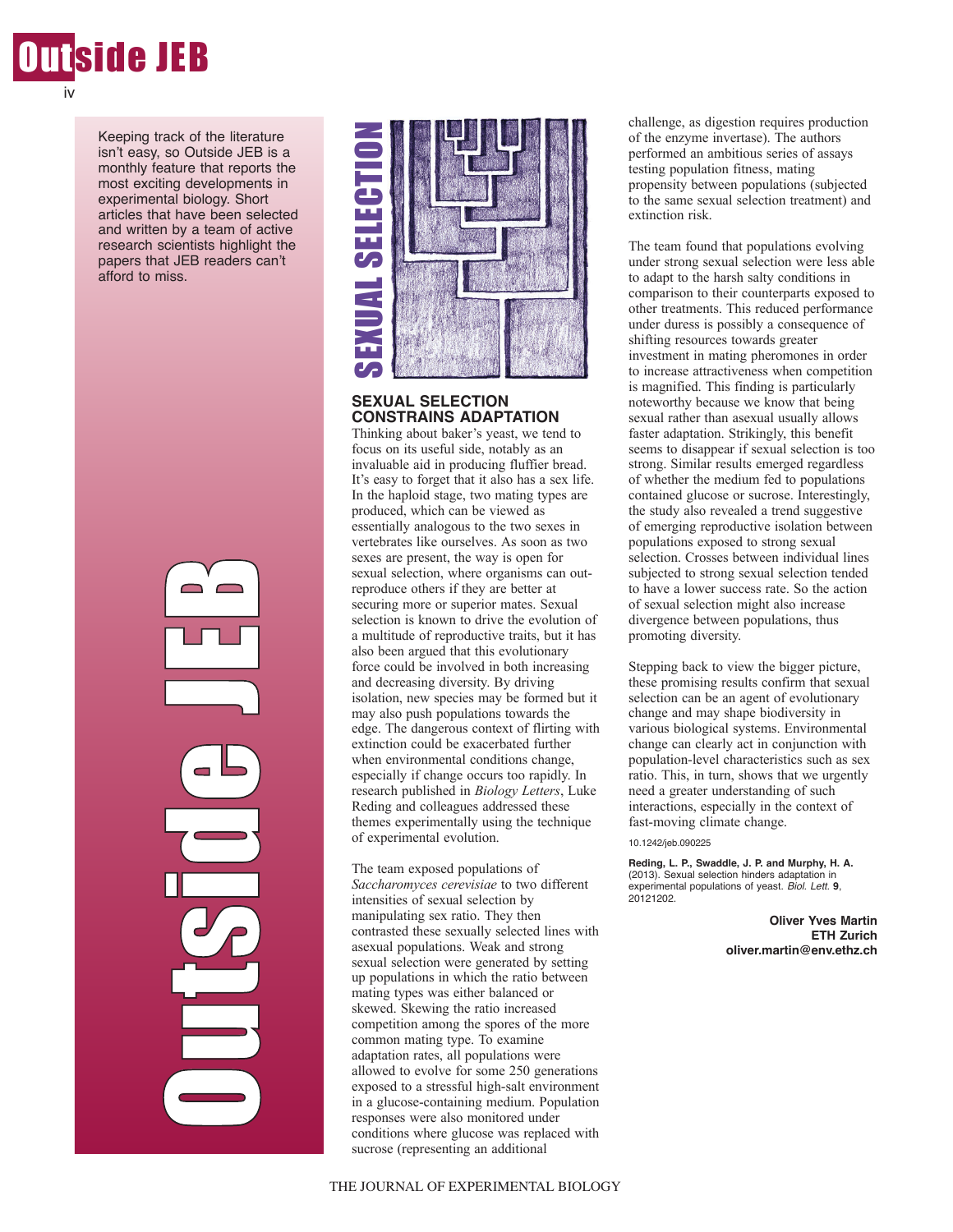Keeping track of the literature isn't easy, so Outside JEB is a monthly feature that reports the most exciting developments in experimental biology. Short articles that have been selected and written by a team of active research scientists highlight the papers that JEB readers can't afford to miss.

# SEXUAL SELECTION

## SEXUAL SELECTION CONSTRAINS ADAPTATION

Thinking about baker's yeast, we tend to focus on its useful side, notably as an invaluable aid in producing fluffier bread. It's easy to forget that it also has a sex life. In the haploid stage, two mating types are produced, which can be viewed as essentially analogous to the two sexes in vertebrates like ourselves. As soon as two sexes are present, the way is open for sexual selection, where organisms can out-reproduce others if they are better at securing more or superior mates. Sexual selection is known to drive the evolution of a multitude of reproductive traits, but it has also been argued that this evolutionary force could be involved in both increasing and decreasing diversity. By driving isolation, new species may be formed but it may also push populations towards the edge. The dangerous context of flirting with extinction could be exacerbated further when environmental conditions change, especially if change occurs too rapidly. In research published in *Biology Letters*, Luke Reding and colleagues addressed these themes experimentally using the technique of experimental evolution.

The team exposed populations of *Saccharomyces cerevisiae* to two different intensities of sexual selection by manipulating sex ratio. They then contrasted these sexually selected lines with asexual populations. Weak and strong sexual selection were generated by setting up populations in which the ratio between mating types was either balanced or skewed. Skewing the ratio increased competition among the spores of the more common mating type. To examine adaptation rates, all populations were allowed to evolve for some 250 generations exposed to a stressful high-salt environment in a glucose-containing medium. Population responses were also monitored under conditions where glucose was replaced with sucrose (representing an additional challenge, as digestion requires production of the enzyme invertase). The authors performed an ambitious series of assays testing population fitness, mating propensity between populations (subjected to the same sexual selection treatment) and extinction risk.

The team found that populations evolving under strong sexual selection were less able to adapt to the harsh salty conditions in comparison to their counterparts exposed to other treatments. This reduced performance under duress is possibly a consequence of shifting resources towards greater investment in mating pheromones in order to increase attractiveness when competition is magnified. This finding is particularly noteworthy because we know that being sexual rather than asexual usually allows faster adaptation. Strikingly, this benefit seems to disappear if sexual selection is too strong. Similar results emerged regardless of whether the medium fed to populations contained glucose or sucrose. Interestingly, the study also revealed a trend suggestive of emerging reproductive isolation between populations exposed to strong sexual selection. Crosses between individual lines subjected to strong sexual selection tended to have a lower success rate. So the action of sexual selection might also increase divergence between populations, thus promoting diversity.

Stepping back to view the bigger picture, these promising results confirm that sexual selection can be an agent of evolutionary change and may shape biodiversity in various biological systems. Environmental change can clearly act in conjunction with population-level characteristics such as sex ratio. This, in turn, shows that we urgently need a greater understanding of such interactions, especially in the context of fast-moving climate change.

10.1242/jeb.090225

**Reding, L. P., Swaddle, J. P. and Murphy, H. A.** (2013). Sexual selection hinders adaptation in experimental populations of yeast. *Biol. Lett.* **9**, 20121202.

**Oliver Yves Martin**
**ETH Zurich**
**oliver.martin@env.ethz.ch**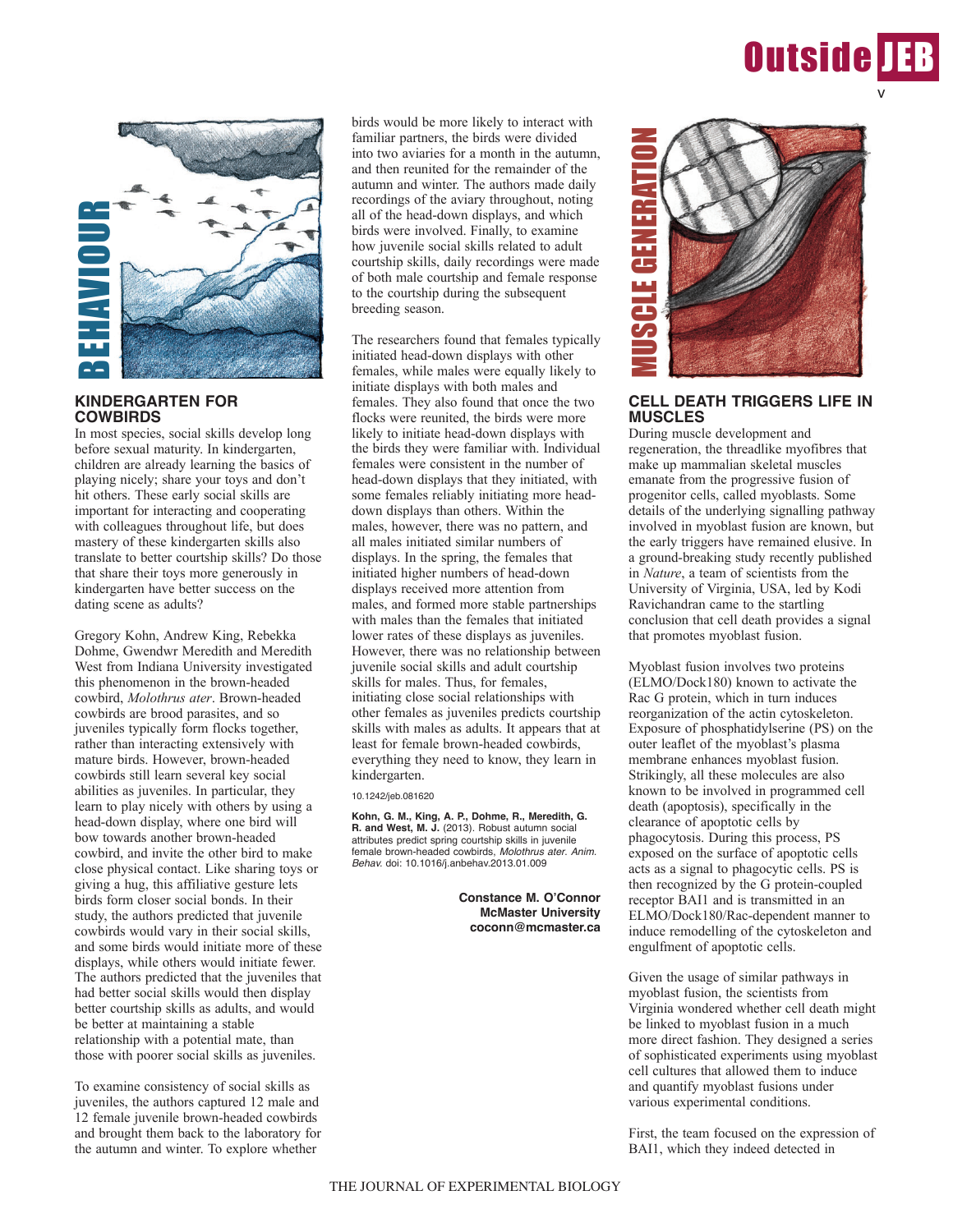BEHAVIOUR

## KINDERGARTEN FOR COWBIRDS

In most species, social skills develop long before sexual maturity. In kindergarten, children are already learning the basics of playing nicely; share your toys and don't hit others. These early social skills are important for interacting and cooperating with colleagues throughout life, but does mastery of these kindergarten skills also translate to better courtship skills? Do those that share their toys more generously in kindergarten have better success on the dating scene as adults?

Gregory Kohn, Andrew King, Rebekka Dohme, Gwendwr Meredith and Meredith West from Indiana University investigated this phenomenon in the brown-headed cowbird, *Molothrus ater*. Brown-headed cowbirds are brood parasites, and so juveniles typically form flocks together, rather than interacting extensively with mature birds. However, brown-headed cowbirds still learn several key social abilities as juveniles. In particular, they learn to play nicely with others by using a head-down display, where one bird will bow towards another brown-headed cowbird, and invite the other bird to make close physical contact. Like sharing toys or giving a hug, this affiliative gesture lets birds form closer social bonds. In their study, the authors predicted that juvenile cowbirds would vary in their social skills, and some birds would initiate more of these displays, while others would initiate fewer. The authors predicted that the juveniles that had better social skills would then display better courtship skills as adults, and would be better at maintaining a stable relationship with a potential mate, than those with poorer social skills as juveniles.

To examine consistency of social skills as juveniles, the authors captured 12 male and 12 female juvenile brown-headed cowbirds and brought them back to the laboratory for the autumn and winter. To explore whether birds would be more likely to interact with familiar partners, the birds were divided into two aviaries for a month in the autumn, and then reunited for the remainder of the autumn and winter. The authors made daily recordings of the aviary throughout, noting all of the head-down displays, and which birds were involved. Finally, to examine how juvenile social skills related to adult courtship skills, daily recordings were made of both male courtship and female response to the courtship during the subsequent breeding season.

The researchers found that females typically initiated head-down displays with other females, while males were equally likely to initiate displays with both males and females. They also found that once the two flocks were reunited, the birds were more likely to initiate head-down displays with the birds they were familiar with. Individual females were consistent in the number of head-down displays that they initiated, with some females reliably initiating more head-down displays than others. Within the males, however, there was no pattern, and all males initiated similar numbers of displays. In the spring, the females that initiated higher numbers of head-down displays received more attention from males, and formed more stable partnerships with males than the females that initiated lower rates of these displays as juveniles. However, there was no relationship between juvenile social skills and adult courtship skills for males. Thus, for females, initiating close social relationships with other females as juveniles predicts courtship skills with males as adults. It appears that at least for female brown-headed cowbirds, everything they need to know, they learn in kindergarten.

10.1242/jeb.081620

**Kohn, G. M., King, A. P., Dohme, R., Meredith, G. R. and West, M. J.** (2013). Robust autumn social attributes predict spring courtship skills in juvenile female brown-headed cowbirds, *Molothrus ater*. *Anim. Behav.* doi: 10.1016/j.anbehav.2013.01.009

**Constance M. O'Connor**
**McMaster University**
**coconn@mcmaster.ca**

MUSCLE GENERATION

## CELL DEATH TRIGGERS LIFE IN MUSCLES

During muscle development and regeneration, the threadlike myofibres that make up mammalian skeletal muscles emanate from the progressive fusion of progenitor cells, called myoblasts. Some details of the underlying signalling pathway involved in myoblast fusion are known, but the early triggers have remained elusive. In a ground-breaking study recently published in *Nature*, a team of scientists from the University of Virginia, USA, led by Kodi Ravichandran came to the startling conclusion that cell death provides a signal that promotes myoblast fusion.

Myoblast fusion involves two proteins (ELMO/Dock180) known to activate the Rac G protein, which in turn induces reorganization of the actin cytoskeleton. Exposure of phosphatidylserine (PS) on the outer leaflet of the myoblast's plasma membrane enhances myoblast fusion. Strikingly, all these molecules are also known to be involved in programmed cell death (apoptosis), specifically in the clearance of apoptotic cells by phagocytosis. During this process, PS exposed on the surface of apoptotic cells acts as a signal to phagocytic cells. PS is then recognized by the G protein-coupled receptor BAI1 and is transmitted in an ELMO/Dock180/Rac-dependent manner to induce remodelling of the cytoskeleton and engulfment of apoptotic cells.

Given the usage of similar pathways in myoblast fusion, the scientists from Virginia wondered whether cell death might be linked to myoblast fusion in a much more direct fashion. They designed a series of sophisticated experiments using myoblast cell cultures that allowed them to induce and quantify myoblast fusions under various experimental conditions.

First, the team focused on the expression of BAI1, which they indeed detected in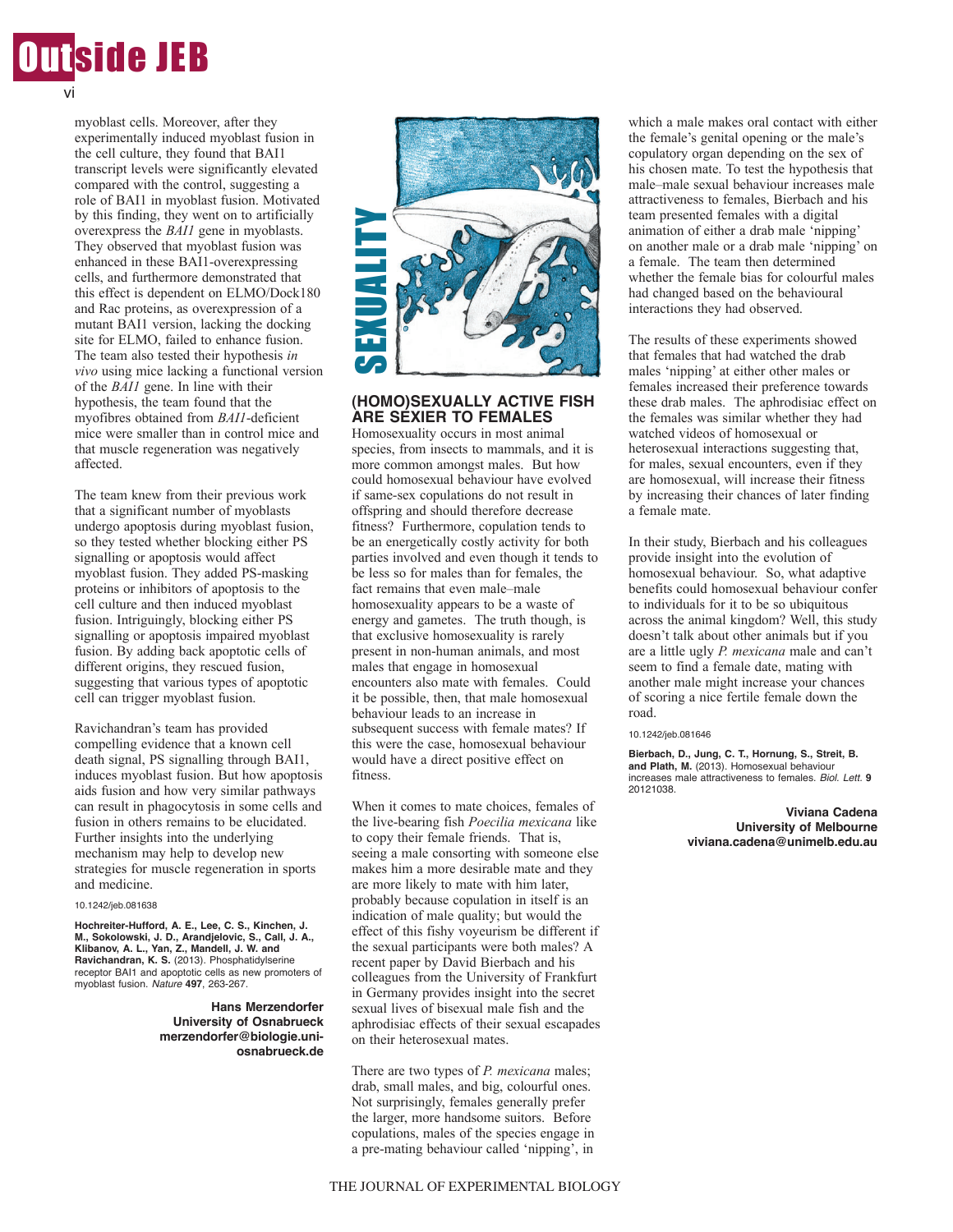myoblast cells. Moreover, after they experimentally induced myoblast fusion in the cell culture, they found that BAI1 transcript levels were significantly elevated compared with the control, suggesting a role of BAI1 in myoblast fusion. Motivated by this finding, they went on to artificially overexpress the *BAI1* gene in myoblasts. They observed that myoblast fusion was enhanced in these BAI1-overexpressing cells, and furthermore demonstrated that this effect is dependent on ELMO/Dock180 and Rac proteins, as overexpression of a mutant BAI1 version, lacking the docking site for ELMO, failed to enhance fusion. The team also tested their hypothesis *in vivo* using mice lacking a functional version of the *BAI1* gene. In line with their hypothesis, the team found that the myofibres obtained from *BAI1*-deficient mice were smaller than in control mice and that muscle regeneration was negatively affected.

The team knew from their previous work that a significant number of myoblasts undergo apoptosis during myoblast fusion, so they tested whether blocking either PS signalling or apoptosis would affect myoblast fusion. They added PS-masking proteins or inhibitors of apoptosis to the cell culture and then induced myoblast fusion. Intriguingly, blocking either PS signalling or apoptosis impaired myoblast fusion. By adding back apoptotic cells of different origins, they rescued fusion, suggesting that various types of apoptotic cell can trigger myoblast fusion.

Ravichandran's team has provided compelling evidence that a known cell death signal, PS signalling through BAI1, induces myoblast fusion. But how apoptosis aids fusion and how very similar pathways can result in phagocytosis in some cells and fusion in others remains to be elucidated. Further insights into the underlying mechanism may help to develop new strategies for muscle regeneration in sports and medicine.

10.1242/jeb.081638

**Hochreiter-Hufford, A. E., Lee, C. S., Kinchen, J. M., Sokolowski, J. D., Arandjelovic, S., Call, J. A., Klibanov, A. L., Yan, Z., Mandell, J. W. and Ravichandran, K. S.** (2013). Phosphatidylserine receptor BAI1 and apoptotic cells as new promoters of myoblast fusion. *Nature* **497**, 263-267.

**Hans Merzendorfer**
**University of Osnabrueck**
**merzendorfer@biologie.uni-osnabrueck.de**

SEXUALITY

## (HOMO)SEXUALLY ACTIVE FISH ARE SEXIER TO FEMALES

Homosexuality occurs in most animal species, from insects to mammals, and it is more common amongst males. But how could homosexual behaviour have evolved if same-sex copulations do not result in offspring and should therefore decrease fitness? Furthermore, copulation tends to be an energetically costly activity for both parties involved and even though it tends to be less so for males than for females, the fact remains that even male–male homosexuality appears to be a waste of energy and gametes. The truth though, is that exclusive homosexuality is rarely present in non-human animals, and most males that engage in homosexual encounters also mate with females. Could it be possible, then, that male homosexual behaviour leads to an increase in subsequent success with female mates? If this were the case, homosexual behaviour would have a direct positive effect on fitness.

When it comes to mate choices, females of the live-bearing fish *Poecilia mexicana* like to copy their female friends. That is, seeing a male consorting with someone else makes him a more desirable mate and they are more likely to mate with him later, probably because copulation in itself is an indication of male quality; but would the effect of this fishy voyeurism be different if the sexual participants were both males? A recent paper by David Bierbach and his colleagues from the University of Frankfurt in Germany provides insight into the secret sexual lives of bisexual male fish and the aphrodisiac effects of their sexual escapades on their heterosexual mates.

There are two types of *P. mexicana* males; drab, small males, and big, colourful ones. Not surprisingly, females generally prefer the larger, more handsome suitors. Before copulations, males of the species engage in a pre-mating behaviour called 'nipping', in which a male makes oral contact with either the female's genital opening or the male's copulatory organ depending on the sex of his chosen mate. To test the hypothesis that male–male sexual behaviour increases male attractiveness to females, Bierbach and his team presented females with a digital animation of either a drab male 'nipping' on another male or a drab male 'nipping' on a female. The team then determined whether the female bias for colourful males had changed based on the behavioural interactions they had observed.

The results of these experiments showed that females that had watched the drab males 'nipping' at either other males or females increased their preference towards these drab males. The aphrodisiac effect on the females was similar whether they had watched videos of homosexual or heterosexual interactions suggesting that, for males, sexual encounters, even if they are homosexual, will increase their fitness by increasing their chances of later finding a female mate.

In their study, Bierbach and his colleagues provide insight into the evolution of homosexual behaviour. So, what adaptive benefits could homosexual behaviour confer to individuals for it to be so ubiquitous across the animal kingdom? Well, this study doesn't talk about other animals but if you are a little ugly *P. mexicana* male and can't seem to find a female date, mating with another male might increase your chances of scoring a nice fertile female down the road.

10.1242/jeb.081646

**Bierbach, D., Jung, C. T., Hornung, S., Streit, B. and Plath, M.** (2013). Homosexual behaviour increases male attractiveness to females. *Biol. Lett.* **9** 20121038.

**Viviana Cadena**
**University of Melbourne**
**viviana.cadena@unimelb.edu.au**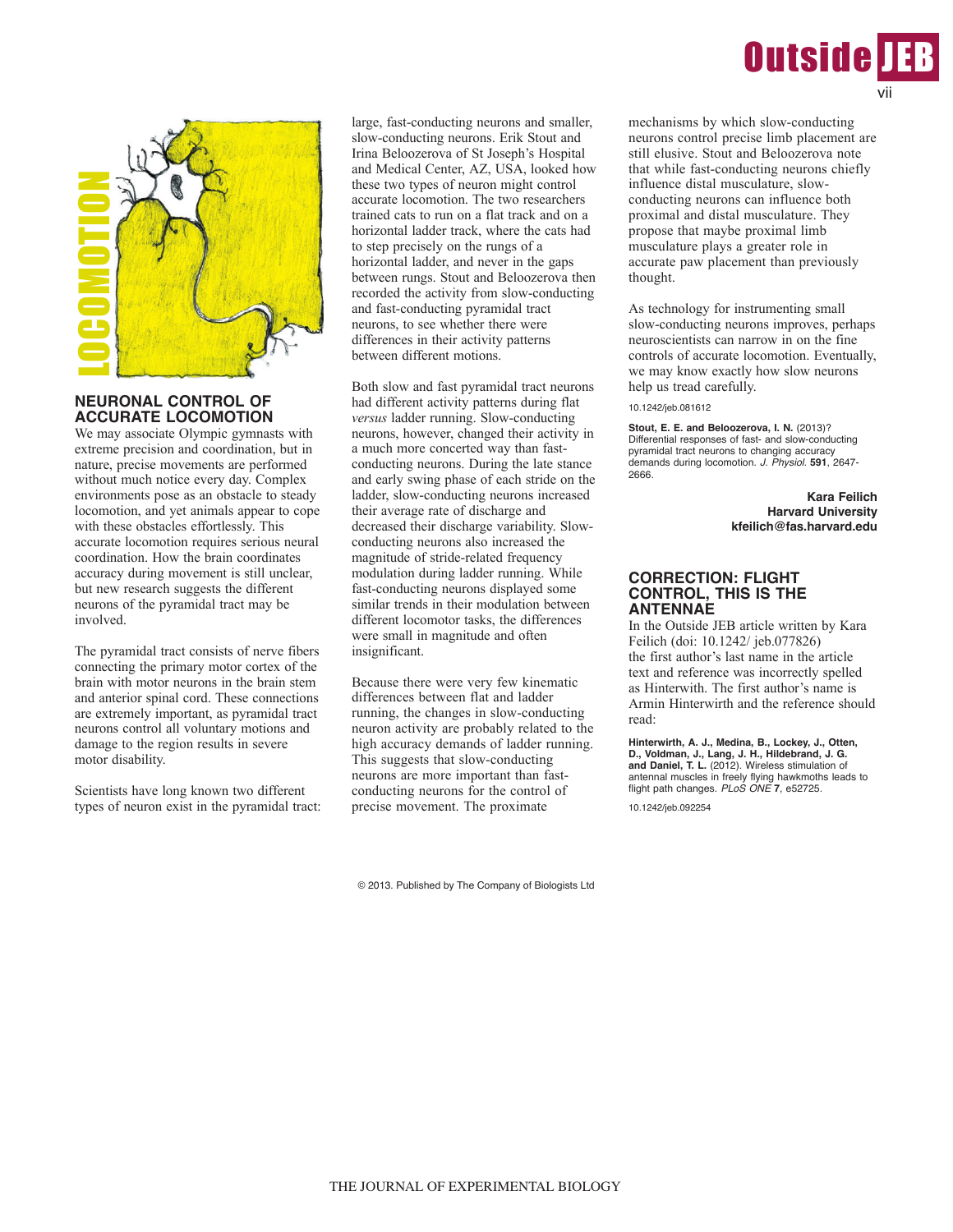LOCOMOTION

## NEURONAL CONTROL OF ACCURATE LOCOMOTION

We may associate Olympic gymnasts with extreme precision and coordination, but in nature, precise movements are performed without much notice every day. Complex environments pose as an obstacle to steady locomotion, and yet animals appear to cope with these obstacles effortlessly. This accurate locomotion requires serious neural coordination. How the brain coordinates accuracy during movement is still unclear, but new research suggests the different neurons of the pyramidal tract may be involved.

The pyramidal tract consists of nerve fibers connecting the primary motor cortex of the brain with motor neurons in the brain stem and anterior spinal cord. These connections are extremely important, as pyramidal tract neurons control all voluntary motions and damage to the region results in severe motor disability.

Scientists have long known two different types of neuron exist in the pyramidal tract: large, fast-conducting neurons and smaller, slow-conducting neurons. Erik Stout and Irina Beloozerova of St Joseph's Hospital and Medical Center, AZ, USA, looked how these two types of neuron might control accurate locomotion. The two researchers trained cats to run on a flat track and on a horizontal ladder track, where the cats had to step precisely on the rungs of a horizontal ladder, and never in the gaps between rungs. Stout and Beloozerova then recorded the activity from slow-conducting and fast-conducting pyramidal tract neurons, to see whether there were differences in their activity patterns between different motions.

Both slow and fast pyramidal tract neurons had different activity patterns during flat *versus* ladder running. Slow-conducting neurons, however, changed their activity in a much more concerted way than fast-conducting neurons. During the late stance and early swing phase of each stride on the ladder, slow-conducting neurons increased their average rate of discharge and decreased their discharge variability. Slow-conducting neurons also increased the magnitude of stride-related frequency modulation during ladder running. While fast-conducting neurons displayed some similar trends in their modulation between different locomotor tasks, the differences were small in magnitude and often insignificant.

Because there were very few kinematic differences between flat and ladder running, the changes in slow-conducting neuron activity are probably related to the high accuracy demands of ladder running. This suggests that slow-conducting neurons are more important than fast-conducting neurons for the control of precise movement. The proximate mechanisms by which slow-conducting neurons control precise limb placement are still elusive. Stout and Beloozerova note that while fast-conducting neurons chiefly influence distal musculature, slow-conducting neurons can influence both proximal and distal musculature. They propose that maybe proximal limb musculature plays a greater role in accurate paw placement than previously thought.

As technology for instrumenting small slow-conducting neurons improves, perhaps neuroscientists can narrow in on the fine controls of accurate locomotion. Eventually, we may know exactly how slow neurons help us tread carefully.

10.1242/jeb.081612

**Stout, E. E. and Beloozerova, I. N.** (2013)? Differential responses of fast- and slow-conducting pyramidal tract neurons to changing accuracy demands during locomotion. *J. Physiol.* **591**, 2647-2666.

**Kara Feilich**
**Harvard University**
**kfeilich@fas.harvard.edu**

## CORRECTION: FLIGHT CONTROL, THIS IS THE ANTENNAE

In the Outside JEB article written by Kara Feilich (doi: 10.1242/ jeb.077826) the first author's last name in the article text and reference was incorrectly spelled as Hinterwith. The first author's name is Armin Hinterwirth and the reference should read:

**Hinterwirth, A. J., Medina, B., Lockey, J., Otten, D., Voldman, J., Lang, J. H., Hildebrand, J. G. and Daniel, T. L.** (2012). Wireless stimulation of antennal muscles in freely flying hawkmoths leads to flight path changes. *PLoS ONE* **7**, e52725.

10.1242/jeb.092254

© 2013. Published by The Company of Biologists Ltd